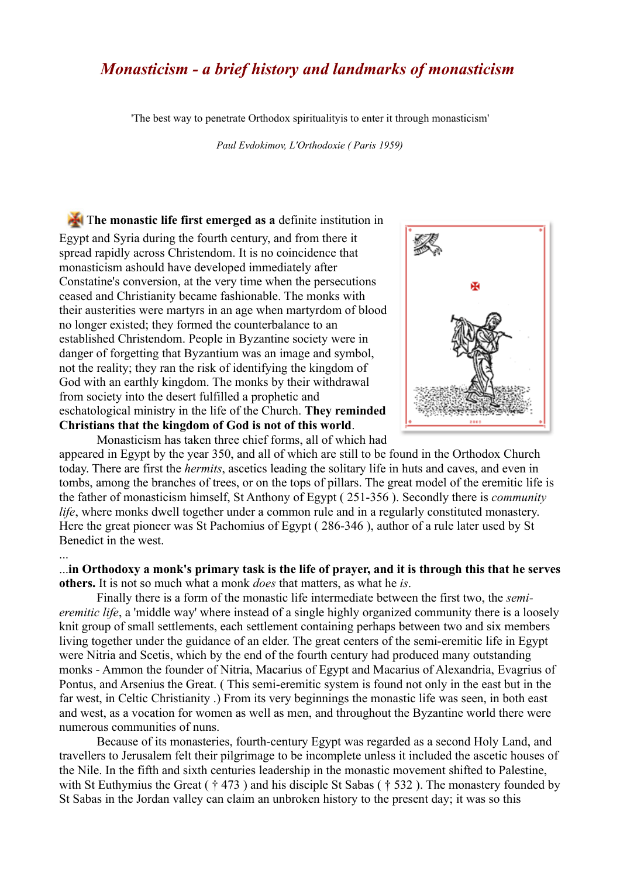# *Monasticism - a brief history and landmarks of monasticism*

'The best way to penetrate Orthodox spiritualityis to enter it through monasticism'

*Paul Evdokimov, L'Orthodoxie ( Paris 1959)*

**The monastic life first emerged as a** definite institution in Egypt and Syria during the fourth century, and from there it spread rapidly across Christendom. It is no coincidence that monasticism ashould have developed immediately after Constatine's conversion, at the very time when the persecutions ceased and Christianity became fashionable. The monks with their austerities were martyrs in an age when martyrdom of blood no longer existed; they formed the counterbalance to an established Christendom. People in Byzantine society were in danger of forgetting that Byzantium was an image and symbol, not the reality; they ran the risk of identifying the kingdom of God with an earthly kingdom. The monks by their withdrawal from society into the desert fulfilled a prophetic and eschatological ministry in the life of the Church. **They reminded Christians that the kingdom of God is not of this world**.

Monasticism has taken three chief forms, all of which had appeared in Egypt by the year 350, and all of which are still to be found in the Orthodox Church today. There are first the *hermits*, ascetics leading the solitary life in huts and caves, and even in tombs, among the branches of trees, or on the tops of pillars. The great model of the eremitic life is the father of monasticism himself, St Anthony of Egypt ( 251-356 ). Secondly there is *community life*, where monks dwell together under a common rule and in a regularly constituted monastery. Here the great pioneer was St Pachomius of Egypt ( 286-346 ), author of a rule later used by St Benedict in the west.

...

...**in Orthodoxy a monk's primary task is the life of prayer, and it is through this that he serves others.** It is not so much what a monk *does* that matters, as what he *is*.

Finally there is a form of the monastic life intermediate between the first two, the *semi-eremitic life*, a 'middle way' where instead of a single highly organized community there is a loosely knit group of small settlements, each settlement containing perhaps between two and six members living together under the guidance of an elder. The great centers of the semi-eremitic life in Egypt were Nitria and Scetis, which by the end of the fourth century had produced many outstanding monks - Ammon the founder of Nitria, Macarius of Egypt and Macarius of Alexandria, Evagrius of Pontus, and Arsenius the Great. ( This semi-eremitic system is found not only in the east but in the far west, in Celtic Christianity .) From its very beginnings the monastic life was seen, in both east and west, as a vocation for women as well as men, and throughout the Byzantine world there were numerous communities of nuns.

Because of its monasteries, fourth-century Egypt was regarded as a second Holy Land, and travellers to Jerusalem felt their pilgrimage to be incomplete unless it included the ascetic houses of the Nile. In the fifth and sixth centuries leadership in the monastic movement shifted to Palestine, with St Euthymius the Great ( † 473 ) and his disciple St Sabas ( † 532 ). The monastery founded by St Sabas in the Jordan valley can claim an unbroken history to the present day; it was so this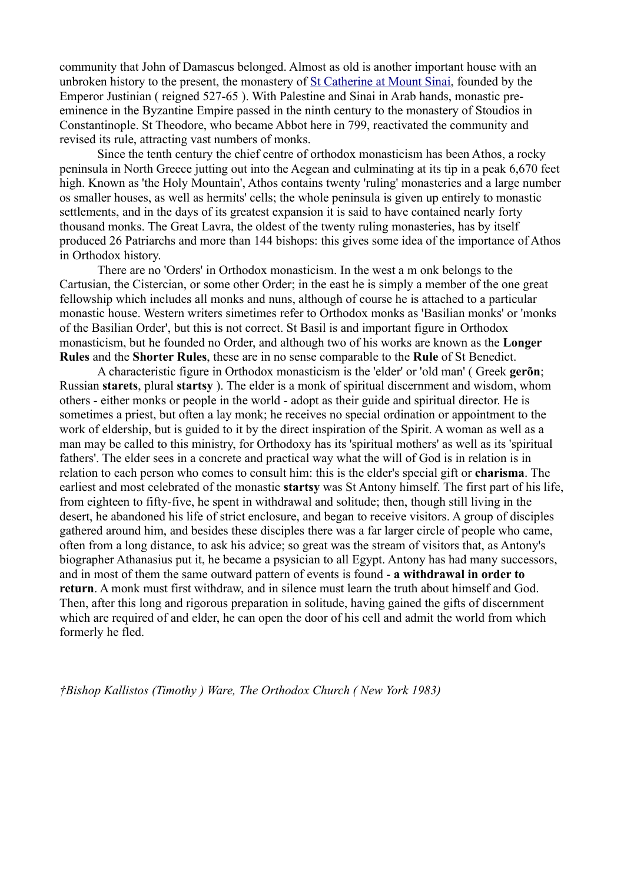community that John of Damascus belonged. Almost as old is another important house with an unbroken history to the present, the monastery of [St Catherine at Mount Sinai](), founded by the Emperor Justinian ( reigned 527-65 ). With Palestine and Sinai in Arab hands, monastic pre-eminence in the Byzantine Empire passed in the ninth century to the monastery of Stoudios in Constantinople. St Theodore, who became Abbot here in 799, reactivated the community and revised its rule, attracting vast numbers of monks.

Since the tenth century the chief centre of orthodox monasticism has been Athos, a rocky peninsula in North Greece jutting out into the Aegean and culminating at its tip in a peak 6,670 feet high. Known as 'the Holy Mountain', Athos contains twenty 'ruling' monasteries and a large number os smaller houses, as well as hermits' cells; the whole peninsula is given up entirely to monastic settlements, and in the days of its greatest expansion it is said to have contained nearly forty thousand monks. The Great Lavra, the oldest of the twenty ruling monasteries, has by itself produced 26 Patriarchs and more than 144 bishops: this gives some idea of the importance of Athos in Orthodox history.

There are no 'Orders' in Orthodox monasticism. In the west a m onk belongs to the Cartusian, the Cistercian, or some other Order; in the east he is simply a member of the one great fellowship which includes all monks and nuns, although of course he is attached to a particular monastic house. Western writers simetimes refer to Orthodox monks as 'Basilian monks' or 'monks of the Basilian Order', but this is not correct. St Basil is and important figure in Orthodox monasticism, but he founded no Order, and although two of his works are known as the **Longer Rules** and the **Shorter Rules**, these are in no sense comparable to the **Rule** of St Benedict.

A characteristic figure in Orthodox monasticism is the 'elder' or 'old man' ( Greek **gerõn**; Russian **starets**, plural **startsy** ). The elder is a monk of spiritual discernment and wisdom, whom others - either monks or people in the world - adopt as their guide and spiritual director. He is sometimes a priest, but often a lay monk; he receives no special ordination or appointment to the work of eldership, but is guided to it by the direct inspiration of the Spirit. A woman as well as a man may be called to this ministry, for Orthodoxy has its 'spiritual mothers' as well as its 'spiritual fathers'. The elder sees in a concrete and practical way what the will of God is in relation is in relation to each person who comes to consult him: this is the elder's special gift or **charisma**. The earliest and most celebrated of the monastic **startsy** was St Antony himself. The first part of his life, from eighteen to fifty-five, he spent in withdrawal and solitude; then, though still living in the desert, he abandoned his life of strict enclosure, and began to receive visitors. A group of disciples gathered around him, and besides these disciples there was a far larger circle of people who came, often from a long distance, to ask his advice; so great was the stream of visitors that, as Antony's biographer Athanasius put it, he became a psysician to all Egypt. Antony has had many successors, and in most of them the same outward pattern of events is found - **a withdrawal in order to return**. A monk must first withdraw, and in silence must learn the truth about himself and God. Then, after this long and rigorous preparation in solitude, having gained the gifts of discernment which are required of and elder, he can open the door of his cell and admit the world from which formerly he fled.

*†Bishop Kallistos (Timothy ) Ware, The Orthodox Church ( New York 1983)*